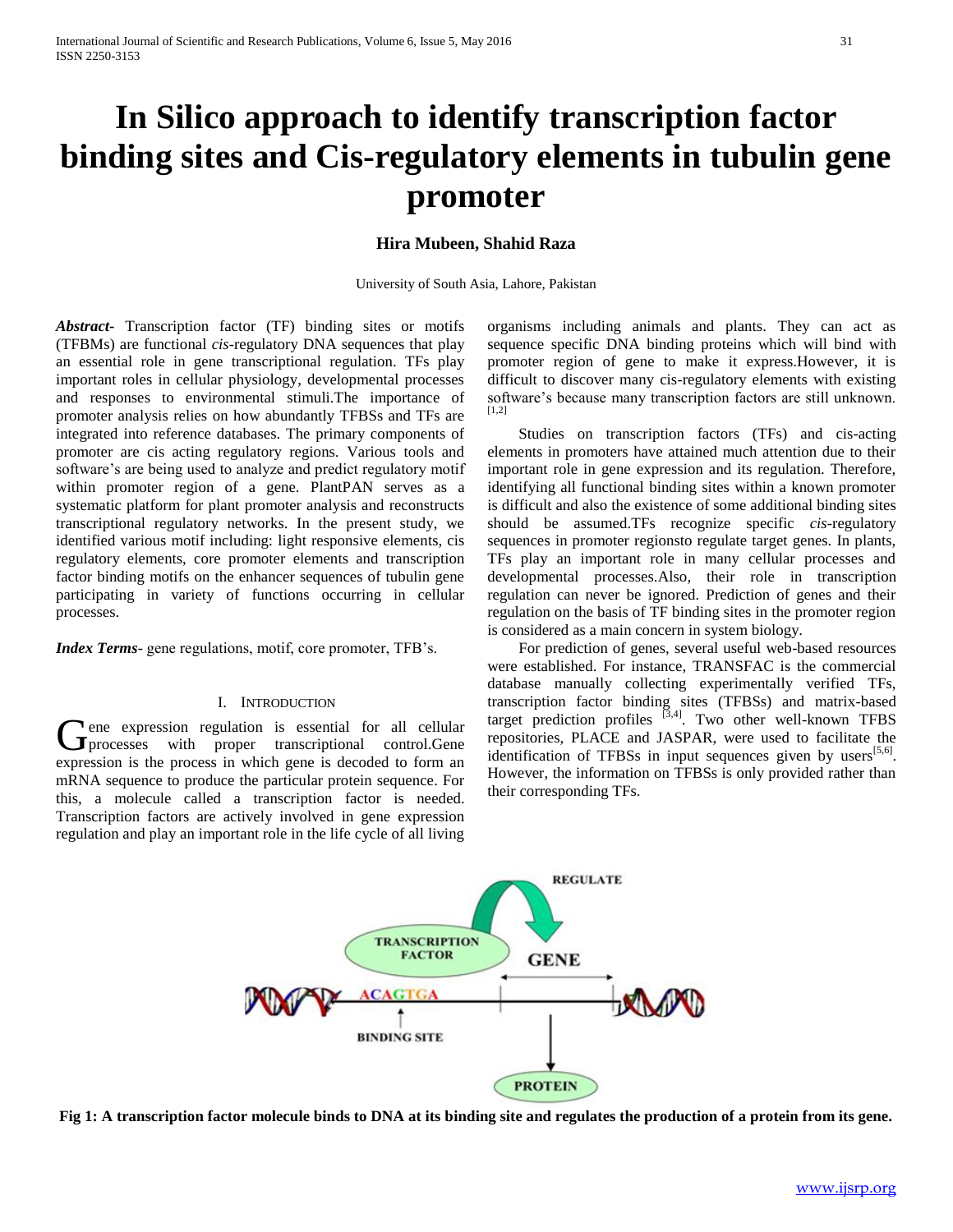# In Silico approach to identify transcription factor binding sites and Cis-regulatory elements in tubulin gene promoter

**Hira Mubeen, Shahid Raza**

University of South Asia, Lahore, Pakistan

***Abstract***- Transcription factor (TF) binding sites or motifs (TFBMs) are functional *cis*-regulatory DNA sequences that play an essential role in gene transcriptional regulation. TFs play important roles in cellular physiology, developmental processes and responses to environmental stimuli.The importance of promoter analysis relies on how abundantly TFBSs and TFs are integrated into reference databases. The primary components of promoter are cis acting regulatory regions. Various tools and software's are being used to analyze and predict regulatory motif within promoter region of a gene. PlantPAN serves as a systematic platform for plant promoter analysis and reconstructs transcriptional regulatory networks. In the present study, we identified various motif including: light responsive elements, cis regulatory elements, core promoter elements and transcription factor binding motifs on the enhancer sequences of tubulin gene participating in variety of functions occurring in cellular processes.

***Index Terms***- gene regulations, motif, core promoter, TFB's.

## I. Introduction

Gene expression regulation is essential for all cellular processes with proper transcriptional control.Gene expression is the process in which gene is decoded to form an mRNA sequence to produce the particular protein sequence. For this, a molecule called a transcription factor is needed. Transcription factors are actively involved in gene expression regulation and play an important role in the life cycle of all living organisms including animals and plants. They can act as sequence specific DNA binding proteins which will bind with promoter region of gene to make it express.However, it is difficult to discover many cis-regulatory elements with existing software's because many transcription factors are still unknown. [1,2]

Studies on transcription factors (TFs) and cis-acting elements in promoters have attained much attention due to their important role in gene expression and its regulation. Therefore, identifying all functional binding sites within a known promoter is difficult and also the existence of some additional binding sites should be assumed.TFs recognize specific *cis*-regulatory sequences in promoter regionsto regulate target genes. In plants, TFs play an important role in many cellular processes and developmental processes.Also, their role in transcription regulation can never be ignored. Prediction of genes and their regulation on the basis of TF binding sites in the promoter region is considered as a main concern in system biology.

For prediction of genes, several useful web-based resources were established. For instance, TRANSFAC is the commercial database manually collecting experimentally verified TFs, transcription factor binding sites (TFBSs) and matrix-based target prediction profiles [3,4]. Two other well-known TFBS repositories, PLACE and JASPAR, were used to facilitate the identification of TFBSs in input sequences given by users[5,6]. However, the information on TFBSs is only provided rather than their corresponding TFs.

**Fig 1: A transcription factor molecule binds to DNA at its binding site and regulates the production of a protein from its gene.**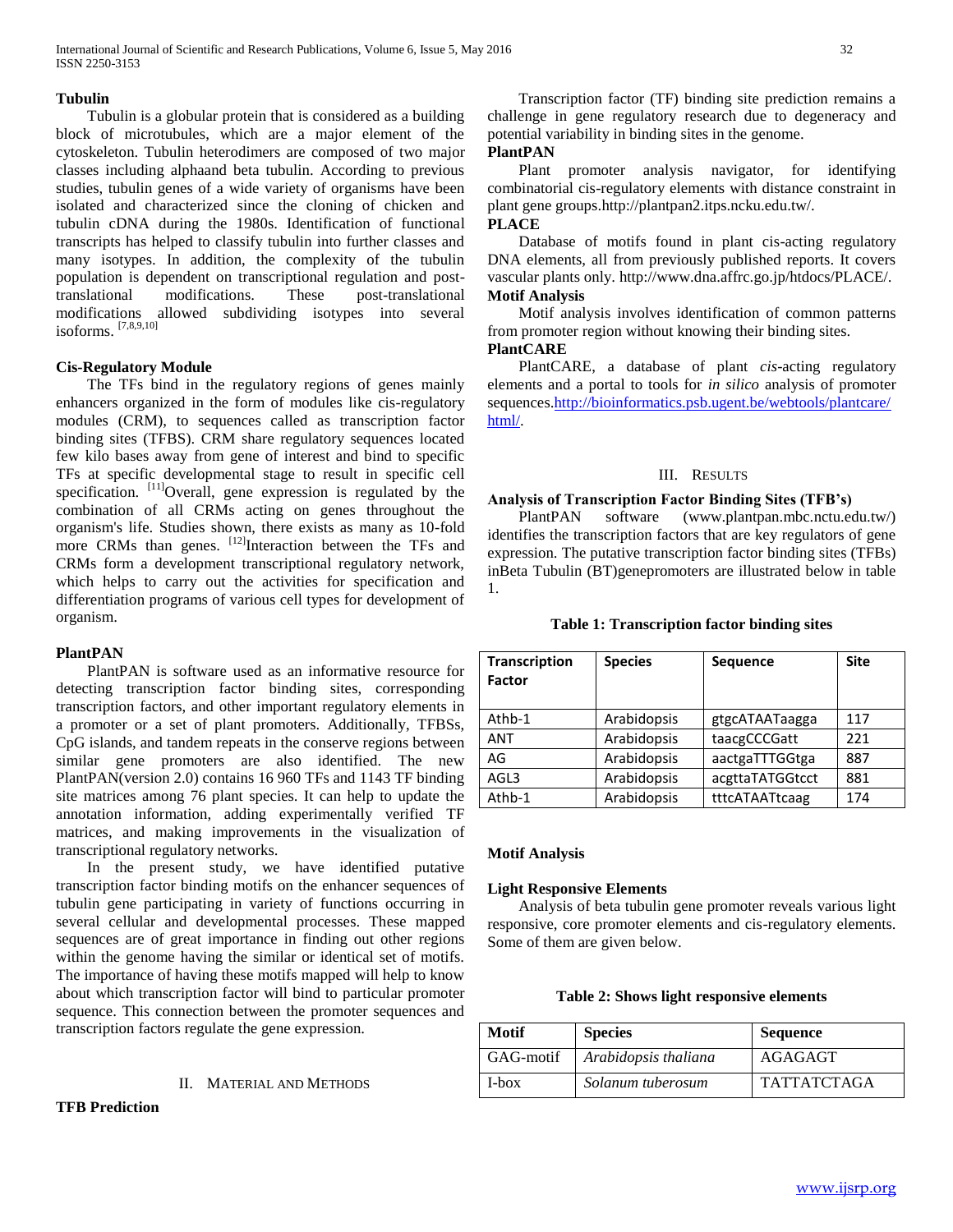### Tubulin

Tubulin is a globular protein that is considered as a building block of microtubules, which are a major element of the cytoskeleton. Tubulin heterodimers are composed of two major classes including alphaand beta tubulin. According to previous studies, tubulin genes of a wide variety of organisms have been isolated and characterized since the cloning of chicken and tubulin cDNA during the 1980s. Identification of functional transcripts has helped to classify tubulin into further classes and many isotypes. In addition, the complexity of the tubulin population is dependent on transcriptional regulation and post-translational modifications. These post-translational modifications allowed subdividing isotypes into several isoforms. [7,8,9,10]

### Cis-Regulatory Module

The TFs bind in the regulatory regions of genes mainly enhancers organized in the form of modules like cis-regulatory modules (CRM), to sequences called as transcription factor binding sites (TFBS). CRM share regulatory sequences located few kilo bases away from gene of interest and bind to specific TFs at specific developmental stage to result in specific cell specification. [11]Overall, gene expression is regulated by the combination of all CRMs acting on genes throughout the organism's life. Studies shown, there exists as many as 10-fold more CRMs than genes. [12]Interaction between the TFs and CRMs form a development transcriptional regulatory network, which helps to carry out the activities for specification and differentiation programs of various cell types for development of organism.

### PlantPAN

PlantPAN is software used as an informative resource for detecting transcription factor binding sites, corresponding transcription factors, and other important regulatory elements in a promoter or a set of plant promoters. Additionally, TFBSs, CpG islands, and tandem repeats in the conserve regions between similar gene promoters are also identified. The new PlantPAN(version 2.0) contains 16 960 TFs and 1143 TF binding site matrices among 76 plant species. It can help to update the annotation information, adding experimentally verified TF matrices, and making improvements in the visualization of transcriptional regulatory networks.

In the present study, we have identified putative transcription factor binding motifs on the enhancer sequences of tubulin gene participating in variety of functions occurring in several cellular and developmental processes. These mapped sequences are of great importance in finding out other regions within the genome having the similar or identical set of motifs. The importance of having these motifs mapped will help to know about which transcription factor will bind to particular promoter sequence. This connection between the promoter sequences and transcription factors regulate the gene expression.

## II. Material and Methods

### TFB Prediction

Transcription factor (TF) binding site prediction remains a challenge in gene regulatory research due to degeneracy and potential variability in binding sites in the genome.

### PlantPAN

Plant promoter analysis navigator, for identifying combinatorial cis-regulatory elements with distance constraint in plant gene groups.http://plantpan2.itps.ncku.edu.tw/.

### PLACE

Database of motifs found in plant cis-acting regulatory DNA elements, all from previously published reports. It covers vascular plants only. http://www.dna.affrc.go.jp/htdocs/PLACE/.

### Motif Analysis

Motif analysis involves identification of common patterns from promoter region without knowing their binding sites.

### PlantCARE

PlantCARE, a database of plant *cis*-acting regulatory elements and a portal to tools for *in silico* analysis of promoter sequences.http://bioinformatics.psb.ugent.be/webtools/plantcare/html/.

## III. Results

### Analysis of Transcription Factor Binding Sites (TFB's)

PlantPAN software (www.plantpan.mbc.nctu.edu.tw/) identifies the transcription factors that are key regulators of gene expression. The putative transcription factor binding sites (TFBs) inBeta Tubulin (BT)genepromoters are illustrated below in table 1.

**Table 1: Transcription factor binding sites**

| Transcription Factor | Species | Sequence | Site |
|---|---|---|---|
| Athb-1 | Arabidopsis | gtgcATAATaagga | 117 |
| ANT | Arabidopsis | taacgCCCGatt | 221 |
| AG | Arabidopsis | aactgaTTTGGtga | 887 |
| AGL3 | Arabidopsis | acgttaTATGGtcct | 881 |
| Athb-1 | Arabidopsis | tttcATAATtcaag | 174 |

### Motif Analysis

### Light Responsive Elements

Analysis of beta tubulin gene promoter reveals various light responsive, core promoter elements and cis-regulatory elements. Some of them are given below.

**Table 2: Shows light responsive elements**

| Motif | Species | Sequence |
|---|---|---|
| GAG-motif | *Arabidopsis thaliana* | AGAGAGT |
| I-box | *Solanum tuberosum* | TATTATCTAGA |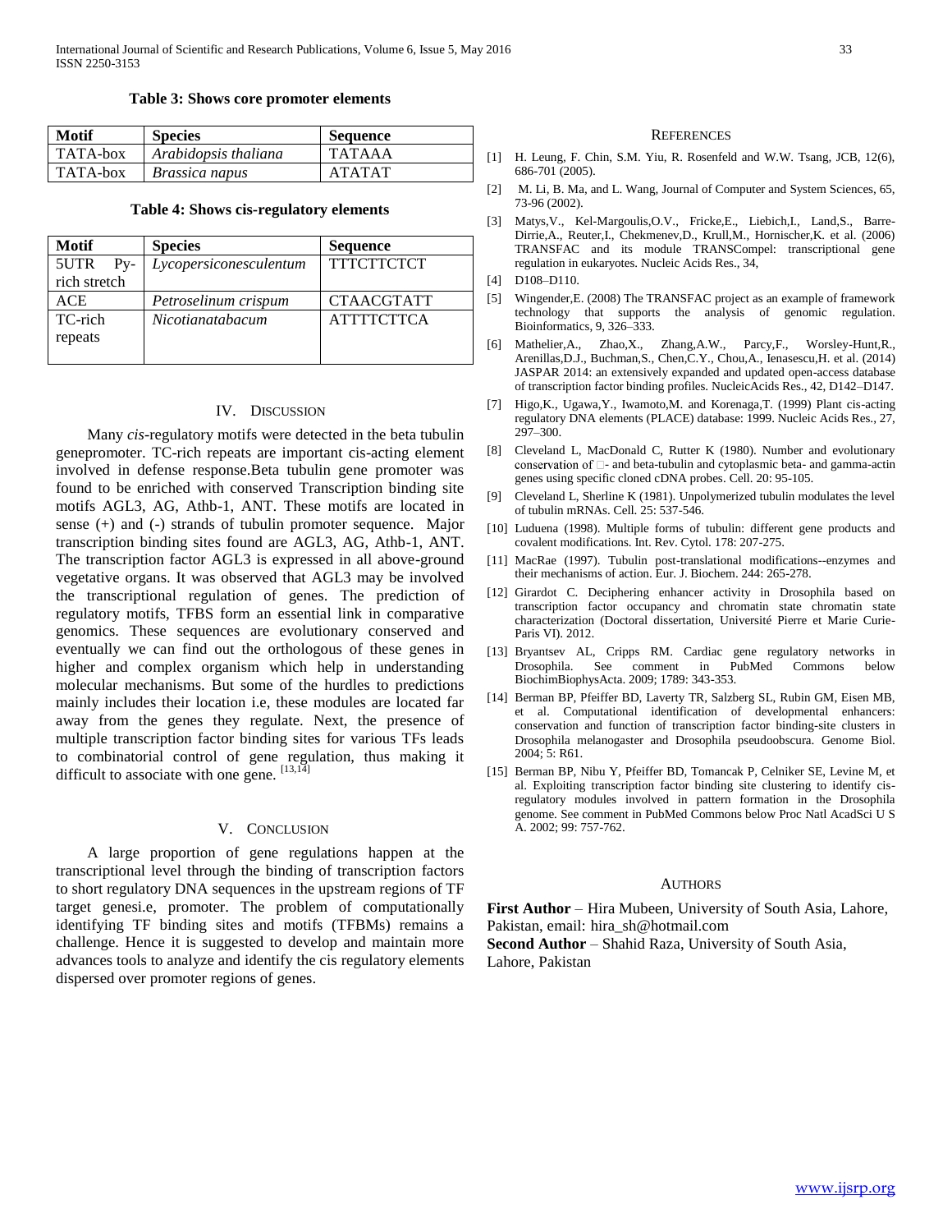**Table 3: Shows core promoter elements**

| Motif | Species | Sequence |
|---|---|---|
| TATA-box | *Arabidopsis thaliana* | TATAAA |
| TATA-box | *Brassica napus* | ATATAT |

**Table 4: Shows cis-regulatory elements**

| Motif | Species | Sequence |
|---|---|---|
| 5UTR Py-rich stretch | *Lycopersiconesculentum* | TTTCTTCTCT |
| ACE | *Petroselinum crispum* | CTAACGTATT |
| TC-rich repeats | *Nicotianatabacum* | ATTTTCTTCA |

## IV. Discussion

Many *cis*-regulatory motifs were detected in the beta tubulin genepromoter. TC-rich repeats are important cis-acting element involved in defense response.Beta tubulin gene promoter was found to be enriched with conserved Transcription binding site motifs AGL3, AG, Athb-1, ANT. These motifs are located in sense (+) and (-) strands of tubulin promoter sequence. Major transcription binding sites found are AGL3, AG, Athb-1, ANT. The transcription factor AGL3 is expressed in all above-ground vegetative organs. It was observed that AGL3 may be involved the transcriptional regulation of genes. The prediction of regulatory motifs, TFBS form an essential link in comparative genomics. These sequences are evolutionary conserved and eventually we can find out the orthologous of these genes in higher and complex organism which help in understanding molecular mechanisms. But some of the hurdles to predictions mainly includes their location i.e, these modules are located far away from the genes they regulate. Next, the presence of multiple transcription factor binding sites for various TFs leads to combinatorial control of gene regulation, thus making it difficult to associate with one gene. [13,14]

## V. Conclusion

A large proportion of gene regulations happen at the transcriptional level through the binding of transcription factors to short regulatory DNA sequences in the upstream regions of TF target genesi.e, promoter. The problem of computationally identifying TF binding sites and motifs (TFBMs) remains a challenge. Hence it is suggested to develop and maintain more advances tools to analyze and identify the cis regulatory elements dispersed over promoter regions of genes.

## References

[1] H. Leung, F. Chin, S.M. Yiu, R. Rosenfeld and W.W. Tsang, JCB, 12(6), 686-701 (2005).

[2] M. Li, B. Ma, and L. Wang, Journal of Computer and System Sciences, 65, 73-96 (2002).

[3] Matys,V., Kel-Margoulis,O.V., Fricke,E., Liebich,I., Land,S., Barre-Dirrie,A., Reuter,I., Chekmenev,D., Krull,M., Hornischer,K. et al. (2006) TRANSFAC and its module TRANSCompel: transcriptional gene regulation in eukaryotes. Nucleic Acids Res., 34,

[4] D108–D110.

[5] Wingender,E. (2008) The TRANSFAC project as an example of framework technology that supports the analysis of genomic regulation. Bioinformatics, 9, 326–333.

[6] Mathelier,A., Zhao,X., Zhang,A.W., Parcy,F., Worsley-Hunt,R., Arenillas,D.J., Buchman,S., Chen,C.Y., Chou,A., Ienasescu,H. et al. (2014) JASPAR 2014: an extensively expanded and updated open-access database of transcription factor binding profiles. NucleicAcids Res., 42, D142–D147.

[7] Higo,K., Ugawa,Y., Iwamoto,M. and Korenaga,T. (1999) Plant cis-acting regulatory DNA elements (PLACE) database: 1999. Nucleic Acids Res., 27, 297–300.

[8] Cleveland L, MacDonald C, Rutter K (1980). Number and evolutionary conservation of □- and beta-tubulin and cytoplasmic beta- and gamma-actin genes using specific cloned cDNA probes. Cell. 20: 95-105.

[9] Cleveland L, Sherline K (1981). Unpolymerized tubulin modulates the level of tubulin mRNAs. Cell. 25: 537-546.

[10] Luduena (1998). Multiple forms of tubulin: different gene products and covalent modifications. Int. Rev. Cytol. 178: 207-275.

[11] MacRae (1997). Tubulin post-translational modifications--enzymes and their mechanisms of action. Eur. J. Biochem. 244: 265-278.

[12] Girardot C. Deciphering enhancer activity in Drosophila based on transcription factor occupancy and chromatin state chromatin state characterization (Doctoral dissertation, Université Pierre et Marie Curie-Paris VI). 2012.

[13] Bryantsev AL, Cripps RM. Cardiac gene regulatory networks in Drosophila. See comment in PubMed Commons below BiochimBiophysActa. 2009; 1789: 343-353.

[14] Berman BP, Pfeiffer BD, Laverty TR, Salzberg SL, Rubin GM, Eisen MB, et al. Computational identification of developmental enhancers: conservation and function of transcription factor binding-site clusters in Drosophila melanogaster and Drosophila pseudoobscura. Genome Biol. 2004; 5: R61.

[15] Berman BP, Nibu Y, Pfeiffer BD, Tomancak P, Celniker SE, Levine M, et al. Exploiting transcription factor binding site clustering to identify cis-regulatory modules involved in pattern formation in the Drosophila genome. See comment in PubMed Commons below Proc Natl AcadSci U S A. 2002; 99: 757-762.

## Authors

**First Author** – Hira Mubeen, University of South Asia, Lahore, Pakistan, email: hira_sh@hotmail.com

**Second Author** – Shahid Raza, University of South Asia, Lahore, Pakistan